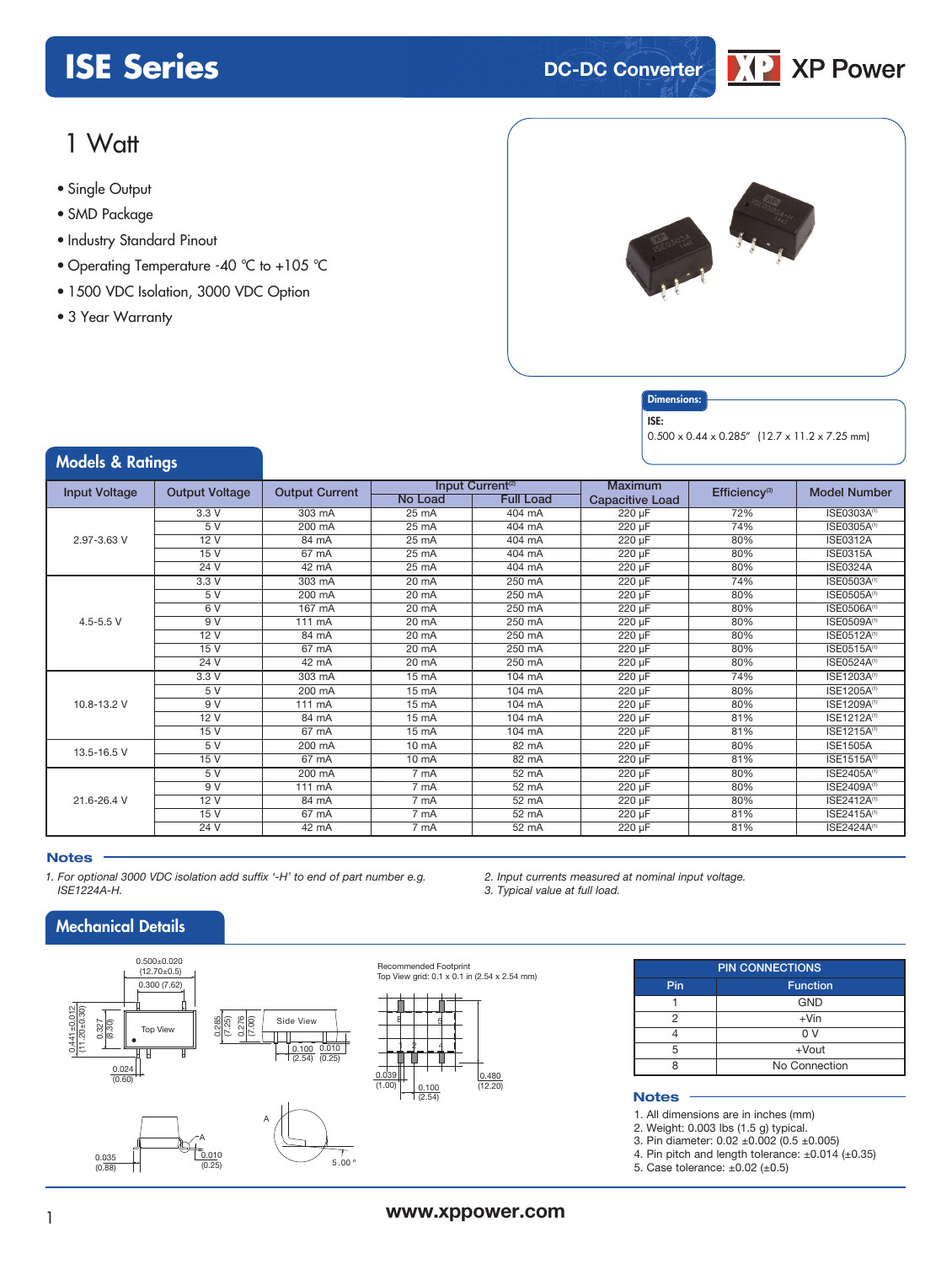# ISE Series

DC-DC Converter

XP Power

## 1 Watt

- Single Output
- SMD Package
- Industry Standard Pinout
- Operating Temperature -40 °C to +105 °C
- 1500 VDC Isolation, 3000 VDC Option
- 3 Year Warranty

**Dimensions:**

**ISE:**
0.500 x 0.44 x 0.285″ (12.7 x 11.2 x 7.25 mm)

## Models & Ratings

| Input Voltage | Output Voltage | Output Current | Input Current[2] | | Maximum Capacitive Load | Efficiency[3] | Model Number |
|---|---|---|---|---|---|---|---|
| | | | No Load | Full Load | | | |
| 2.97-3.63 V | 3.3 V | 303 mA | 25 mA | 404 mA | 220 µF | 72% | ISE0303A[1] |
| | 5 V | 200 mA | 25 mA | 404 mA | 220 µF | 74% | ISE0305A[1] |
| | 12 V | 84 mA | 25 mA | 404 mA | 220 µF | 80% | ISE0312A |
| | 15 V | 67 mA | 25 mA | 404 mA | 220 µF | 80% | ISE0315A |
| | 24 V | 42 mA | 25 mA | 404 mA | 220 µF | 80% | ISE0324A |
| 4.5-5.5 V | 3.3 V | 303 mA | 20 mA | 250 mA | 220 µF | 74% | ISE0503A[1] |
| | 5 V | 200 mA | 20 mA | 250 mA | 220 µF | 80% | ISE0505A[1] |
| | 6 V | 167 mA | 20 mA | 250 mA | 220 µF | 80% | ISE0506A[1] |
| | 9 V | 111 mA | 20 mA | 250 mA | 220 µF | 80% | ISE0509A[1] |
| | 12 V | 84 mA | 20 mA | 250 mA | 220 µF | 80% | ISE0512A[1] |
| | 15 V | 67 mA | 20 mA | 250 mA | 220 µF | 80% | ISE0515A[1] |
| | 24 V | 42 mA | 20 mA | 250 mA | 220 µF | 80% | ISE0524A[1] |
| 10.8-13.2 V | 3.3 V | 303 mA | 15 mA | 104 mA | 220 µF | 74% | ISE1203A[1] |
| | 5 V | 200 mA | 15 mA | 104 mA | 220 µF | 80% | ISE1205A[1] |
| | 9 V | 111 mA | 15 mA | 104 mA | 220 µF | 80% | ISE1209A[1] |
| | 12 V | 84 mA | 15 mA | 104 mA | 220 µF | 81% | ISE1212A[1] |
| | 15 V | 67 mA | 15 mA | 104 mA | 220 µF | 81% | ISE1215A[1] |
| 13.5-16.5 V | 5 V | 200 mA | 10 mA | 82 mA | 220 µF | 80% | ISE1505A |
| | 15 V | 67 mA | 10 mA | 82 mA | 220 µF | 81% | ISE1515A[1] |
| 21.6-26.4 V | 5 V | 200 mA | 7 mA | 52 mA | 220 µF | 80% | ISE2405A[1] |
| | 9 V | 111 mA | 7 mA | 52 mA | 220 µF | 80% | ISE2409A[1] |
| | 12 V | 84 mA | 7 mA | 52 mA | 220 µF | 80% | ISE2412A[1] |
| | 15 V | 67 mA | 7 mA | 52 mA | 220 µF | 81% | ISE2415A[1] |
| | 24 V | 42 mA | 7 mA | 52 mA | 220 µF | 81% | ISE2424A[1] |

### Notes

1. *For optional 3000 VDC isolation add suffix '-H' to end of part number e.g. ISE1224A-H.*
2. *Input currents measured at nominal input voltage.*
3. *Typical value at full load.*

## Mechanical Details

Top View: 0.500±0.020 (12.70±0.5); 0.300 (7.62); 0.441±0.012 (11.20±0.30); 0.327 (8.30); 0.024 (0.60)

Side View: 0.285 (7.25); 0.276 (7.00); 0.100 (2.54); 0.010 (0.25)

0.035 (0.88); 0.010 (0.25); A; 5.00°

Recommended Footprint
Top View grid: 0.1 x 0.1 in (2.54 x 2.54 mm)

0.039 (1.00); 0.100 (2.54); 0.480 (12.20)

| PIN CONNECTIONS | |
|---|---|
| **Pin** | **Function** |
| 1 | GND |
| 2 | +Vin |
| 4 | 0 V |
| 5 | +Vout |
| 8 | No Connection |

### Notes

1. All dimensions are in inches (mm)
2. Weight: 0.003 lbs (1.5 g) typical.
3. Pin diameter: 0.02 ±0.002 (0.5 ±0.005)
4. Pin pitch and length tolerance: ±0.014 (±0.35)
5. Case tolerance: ±0.02 (±0.5)

www.xppower.com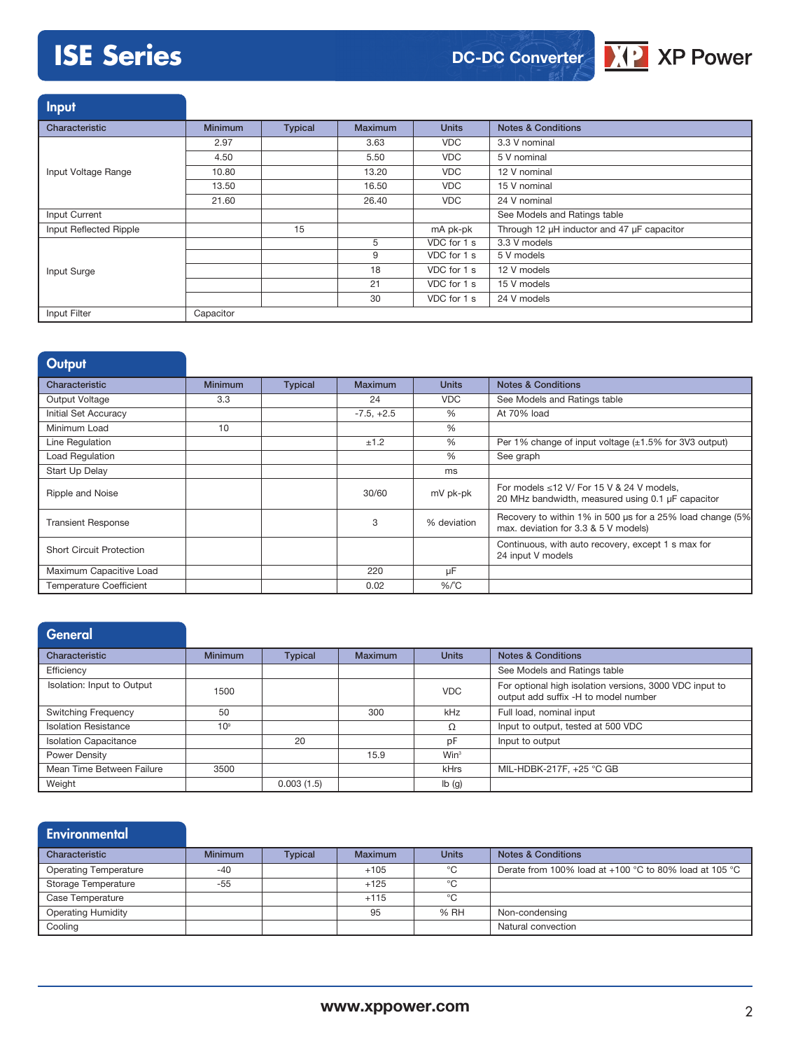# ISE Series

DC-DC Converter

## Input

| Characteristic | Minimum | Typical | Maximum | Units | Notes & Conditions |
|---|---|---|---|---|---|
| Input Voltage Range | 2.97 | | 3.63 | VDC | 3.3 V nominal |
| | 4.50 | | 5.50 | VDC | 5 V nominal |
| | 10.80 | | 13.20 | VDC | 12 V nominal |
| | 13.50 | | 16.50 | VDC | 15 V nominal |
| | 21.60 | | 26.40 | VDC | 24 V nominal |
| Input Current | | | | | See Models and Ratings table |
| Input Reflected Ripple | | 15 | | mA pk-pk | Through 12 µH inductor and 47 µF capacitor |
| Input Surge | | | 5 | VDC for 1 s | 3.3 V models |
| | | | 9 | VDC for 1 s | 5 V models |
| | | | 18 | VDC for 1 s | 12 V models |
| | | | 21 | VDC for 1 s | 15 V models |
| | | | 30 | VDC for 1 s | 24 V models |
| Input Filter | Capacitor | | | | |

## Output

| Characteristic | Minimum | Typical | Maximum | Units | Notes & Conditions |
|---|---|---|---|---|---|
| Output Voltage | 3.3 | | 24 | VDC | See Models and Ratings table |
| Initial Set Accuracy | | | -7.5, +2.5 | % | At 70% load |
| Minimum Load | 10 | | | % | |
| Line Regulation | | | ±1.2 | % | Per 1% change of input voltage (±1.5% for 3V3 output) |
| Load Regulation | | | | % | See graph |
| Start Up Delay | | | | ms | |
| Ripple and Noise | | | 30/60 | mV pk-pk | For models ≤12 V/ For 15 V & 24 V models, 20 MHz bandwidth, measured using 0.1 µF capacitor |
| Transient Response | | | 3 | % deviation | Recovery to within 1% in 500 µs for a 25% load change (5% max. deviation for 3.3 & 5 V models) |
| Short Circuit Protection | | | | | Continuous, with auto recovery, except 1 s max for 24 input V models |
| Maximum Capacitive Load | | | 220 | µF | |
| Temperature Coefficient | | | 0.02 | %/°C | |

## General

| Characteristic | Minimum | Typical | Maximum | Units | Notes & Conditions |
|---|---|---|---|---|---|
| Efficiency | | | | | See Models and Ratings table |
| Isolation: Input to Output | 1500 | | | VDC | For optional high isolation versions, 3000 VDC input to output add suffix -H to model number |
| Switching Frequency | 50 | | 300 | kHz | Full load, nominal input |
| Isolation Resistance | $10^9$ | | | Ω | Input to output, tested at 500 VDC |
| Isolation Capacitance | | 20 | | pF | Input to output |
| Power Density | | | 15.9 | $Win^3$ | |
| Mean Time Between Failure | 3500 | | | kHrs | MIL-HDBK-217F, +25 °C GB |
| Weight | | 0.003 (1.5) | | lb (g) | |

## Environmental

| Characteristic | Minimum | Typical | Maximum | Units | Notes & Conditions |
|---|---|---|---|---|---|
| Operating Temperature | -40 | | +105 | °C | Derate from 100% load at +100 °C to 80% load at 105 °C |
| Storage Temperature | -55 | | +125 | °C | |
| Case Temperature | | | +115 | °C | |
| Operating Humidity | | | 95 | % RH | Non-condensing |
| Cooling | | | | | Natural convection |

www.xppower.com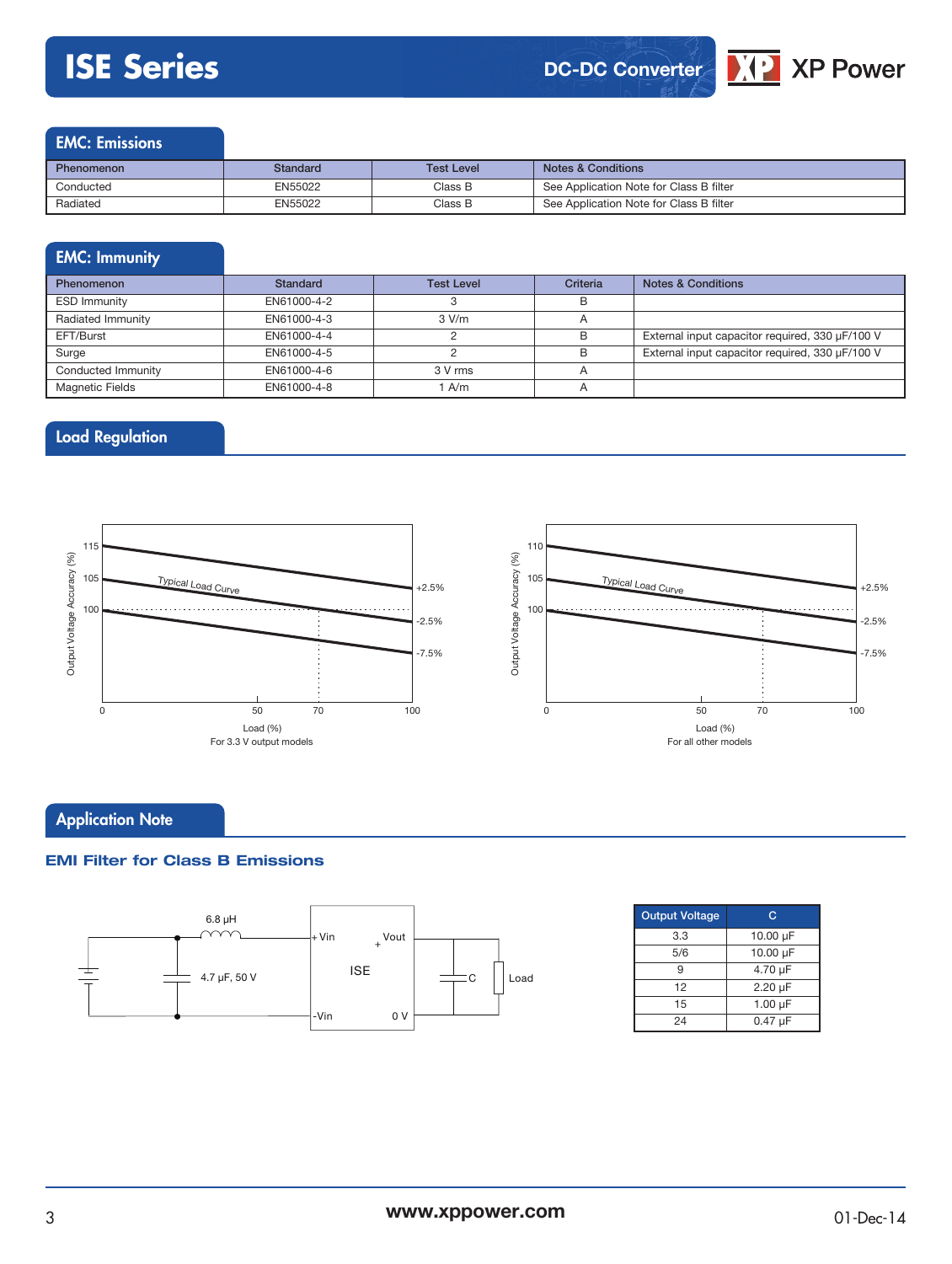## EMC: Emissions

| Phenomenon | Standard | Test Level | Notes & Conditions |
|---|---|---|---|
| Conducted | EN55022 | Class B | See Application Note for Class B filter |
| Radiated | EN55022 | Class B | See Application Note for Class B filter |

## EMC: Immunity

| Phenomenon | Standard | Test Level | Criteria | Notes & Conditions |
|---|---|---|---|---|
| ESD Immunity | EN61000-4-2 | 3 | B | |
| Radiated Immunity | EN61000-4-3 | 3 V/m | A | |
| EFT/Burst | EN61000-4-4 | 2 | B | External input capacitor required, 330 µF/100 V |
| Surge | EN61000-4-5 | 2 | B | External input capacitor required, 330 µF/100 V |
| Conducted Immunity | EN61000-4-6 | 3 V rms | A | |
| Magnetic Fields | EN61000-4-8 | 1 A/m | A | |

## Load Regulation

Output Voltage Accuracy (%)

115
105
100

Typical Load Curve

+2.5%
-2.5%
-7.5%

0 50 70 100

Load (%)

For 3.3 V output models

Output Voltage Accuracy (%)

110
105
100

Typical Load Curve

+2.5%
-2.5%
-7.5%

0 50 70 100

Load (%)

For all other models

## Application Note

### EMI Filter for Class B Emissions

6.8 µH

4.7 µF, 50 V

+Vin
-Vin
ISE
+ Vout
0 V
C
Load

| Output Voltage | C |
|---|---|
| 3.3 | 10.00 µF |
| 5/6 | 10.00 µF |
| 9 | 4.70 µF |
| 12 | 2.20 µF |
| 15 | 1.00 µF |
| 24 | 0.47 µF |